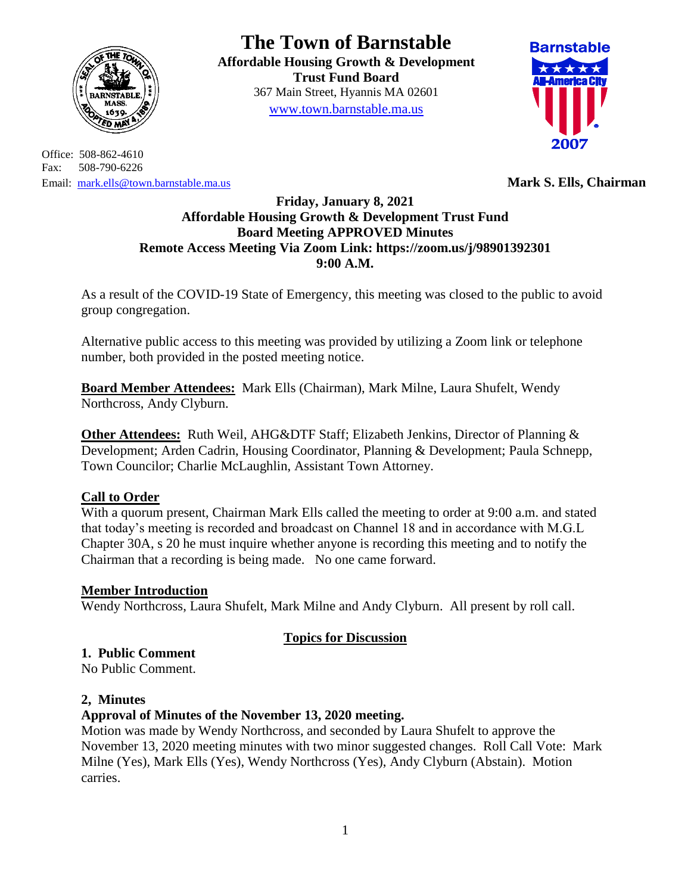# The Town of Barnstable

**Affordable Housing Growth & Development Trust Fund Board**
367 Main Street, Hyannis MA 02601
www.town.barnstable.ma.us

Office: 508-862-4610
Fax: 508-790-6226
Email: mark.ells@town.barnstable.ma.us

**Mark S. Ells, Chairman**

**Friday, January 8, 2021**
**Affordable Housing Growth & Development Trust Fund**
**Board Meeting APPROVED Minutes**
**Remote Access Meeting Via Zoom Link: https://zoom.us/j/98901392301**
**9:00 A.M.**

As a result of the COVID-19 State of Emergency, this meeting was closed to the public to avoid group congregation.

Alternative public access to this meeting was provided by utilizing a Zoom link or telephone number, both provided in the posted meeting notice.

**Board Member Attendees:** Mark Ells (Chairman), Mark Milne, Laura Shufelt, Wendy Northcross, Andy Clyburn.

**Other Attendees:** Ruth Weil, AHG&DTF Staff; Elizabeth Jenkins, Director of Planning & Development; Arden Cadrin, Housing Coordinator, Planning & Development; Paula Schnepp, Town Councilor; Charlie McLaughlin, Assistant Town Attorney.

**Call to Order**
With a quorum present, Chairman Mark Ells called the meeting to order at 9:00 a.m. and stated that today's meeting is recorded and broadcast on Channel 18 and in accordance with M.G.L Chapter 30A, s 20 he must inquire whether anyone is recording this meeting and to notify the Chairman that a recording is being made. No one came forward.

**Member Introduction**
Wendy Northcross, Laura Shufelt, Mark Milne and Andy Clyburn. All present by roll call.

**Topics for Discussion**

**1. Public Comment**
No Public Comment.

**2, Minutes**
**Approval of Minutes of the November 13, 2020 meeting.**
Motion was made by Wendy Northcross, and seconded by Laura Shufelt to approve the November 13, 2020 meeting minutes with two minor suggested changes. Roll Call Vote: Mark Milne (Yes), Mark Ells (Yes), Wendy Northcross (Yes), Andy Clyburn (Abstain). Motion carries.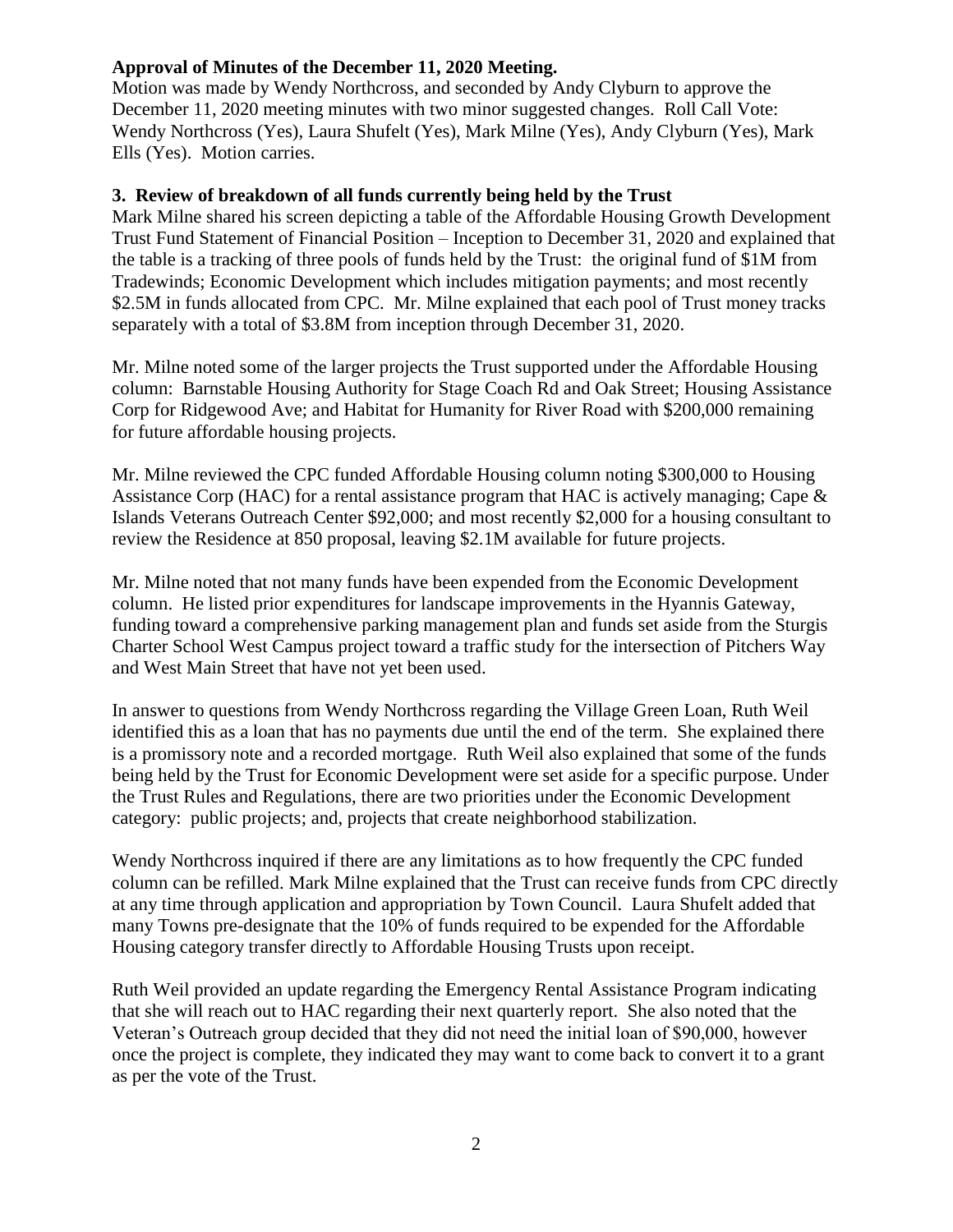**Approval of Minutes of the December 11, 2020 Meeting.**

Motion was made by Wendy Northcross, and seconded by Andy Clyburn to approve the December 11, 2020 meeting minutes with two minor suggested changes. Roll Call Vote: Wendy Northcross (Yes), Laura Shufelt (Yes), Mark Milne (Yes), Andy Clyburn (Yes), Mark Ells (Yes). Motion carries.

**3. Review of breakdown of all funds currently being held by the Trust**

Mark Milne shared his screen depicting a table of the Affordable Housing Growth Development Trust Fund Statement of Financial Position – Inception to December 31, 2020 and explained that the table is a tracking of three pools of funds held by the Trust: the original fund of $1M from Tradewinds; Economic Development which includes mitigation payments; and most recently $2.5M in funds allocated from CPC. Mr. Milne explained that each pool of Trust money tracks separately with a total of $3.8M from inception through December 31, 2020.

Mr. Milne noted some of the larger projects the Trust supported under the Affordable Housing column: Barnstable Housing Authority for Stage Coach Rd and Oak Street; Housing Assistance Corp for Ridgewood Ave; and Habitat for Humanity for River Road with $200,000 remaining for future affordable housing projects.

Mr. Milne reviewed the CPC funded Affordable Housing column noting $300,000 to Housing Assistance Corp (HAC) for a rental assistance program that HAC is actively managing; Cape & Islands Veterans Outreach Center $92,000; and most recently $2,000 for a housing consultant to review the Residence at 850 proposal, leaving $2.1M available for future projects.

Mr. Milne noted that not many funds have been expended from the Economic Development column. He listed prior expenditures for landscape improvements in the Hyannis Gateway, funding toward a comprehensive parking management plan and funds set aside from the Sturgis Charter School West Campus project toward a traffic study for the intersection of Pitchers Way and West Main Street that have not yet been used.

In answer to questions from Wendy Northcross regarding the Village Green Loan, Ruth Weil identified this as a loan that has no payments due until the end of the term. She explained there is a promissory note and a recorded mortgage. Ruth Weil also explained that some of the funds being held by the Trust for Economic Development were set aside for a specific purpose. Under the Trust Rules and Regulations, there are two priorities under the Economic Development category: public projects; and, projects that create neighborhood stabilization.

Wendy Northcross inquired if there are any limitations as to how frequently the CPC funded column can be refilled. Mark Milne explained that the Trust can receive funds from CPC directly at any time through application and appropriation by Town Council. Laura Shufelt added that many Towns pre-designate that the 10% of funds required to be expended for the Affordable Housing category transfer directly to Affordable Housing Trusts upon receipt.

Ruth Weil provided an update regarding the Emergency Rental Assistance Program indicating that she will reach out to HAC regarding their next quarterly report. She also noted that the Veteran's Outreach group decided that they did not need the initial loan of $90,000, however once the project is complete, they indicated they may want to come back to convert it to a grant as per the vote of the Trust.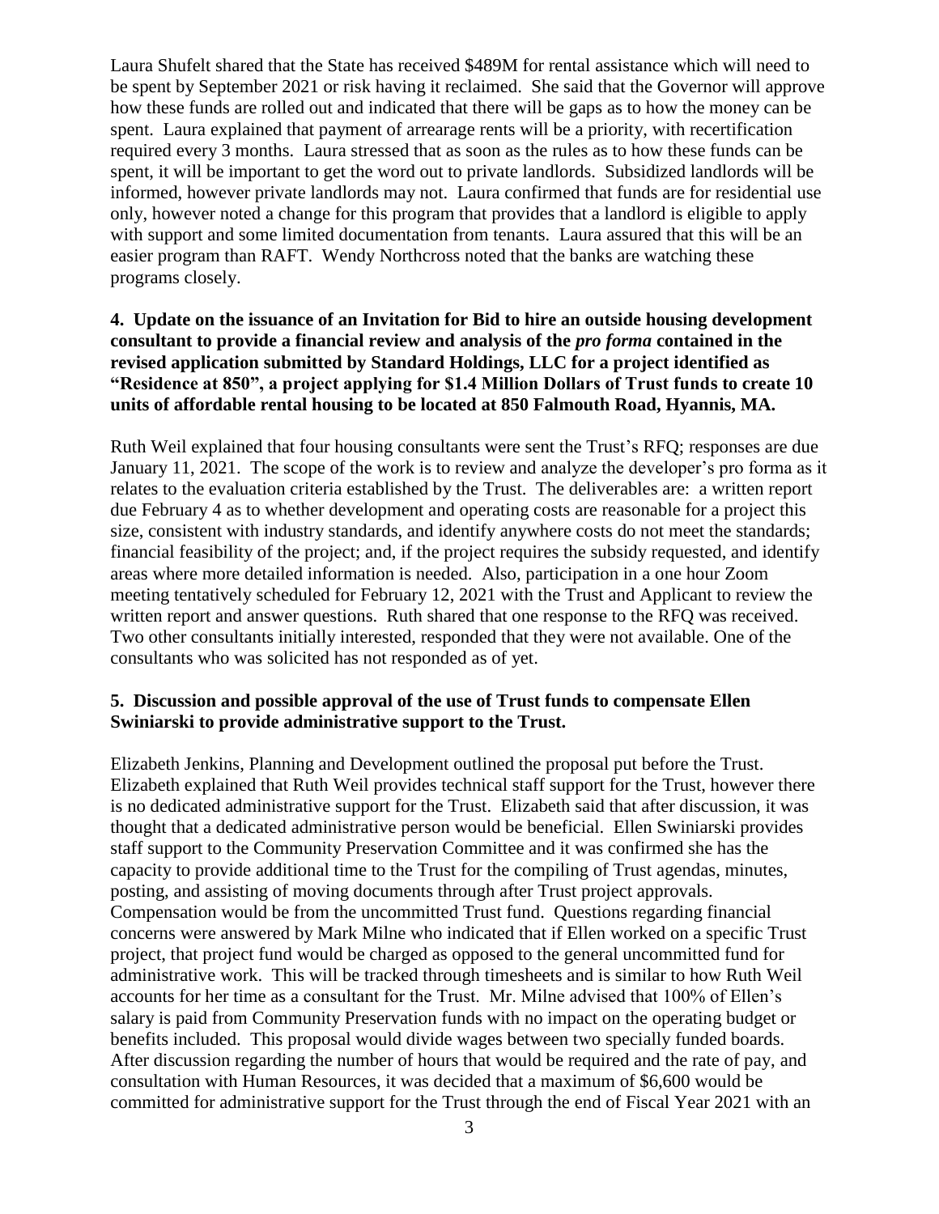Laura Shufelt shared that the State has received $489M for rental assistance which will need to be spent by September 2021 or risk having it reclaimed. She said that the Governor will approve how these funds are rolled out and indicated that there will be gaps as to how the money can be spent. Laura explained that payment of arrearage rents will be a priority, with recertification required every 3 months. Laura stressed that as soon as the rules as to how these funds can be spent, it will be important to get the word out to private landlords. Subsidized landlords will be informed, however private landlords may not. Laura confirmed that funds are for residential use only, however noted a change for this program that provides that a landlord is eligible to apply with support and some limited documentation from tenants. Laura assured that this will be an easier program than RAFT. Wendy Northcross noted that the banks are watching these programs closely.

**4. Update on the issuance of an Invitation for Bid to hire an outside housing development consultant to provide a financial review and analysis of the *pro forma* contained in the revised application submitted by Standard Holdings, LLC for a project identified as "Residence at 850", a project applying for $1.4 Million Dollars of Trust funds to create 10 units of affordable rental housing to be located at 850 Falmouth Road, Hyannis, MA.**

Ruth Weil explained that four housing consultants were sent the Trust's RFQ; responses are due January 11, 2021. The scope of the work is to review and analyze the developer's pro forma as it relates to the evaluation criteria established by the Trust. The deliverables are: a written report due February 4 as to whether development and operating costs are reasonable for a project this size, consistent with industry standards, and identify anywhere costs do not meet the standards; financial feasibility of the project; and, if the project requires the subsidy requested, and identify areas where more detailed information is needed. Also, participation in a one hour Zoom meeting tentatively scheduled for February 12, 2021 with the Trust and Applicant to review the written report and answer questions. Ruth shared that one response to the RFQ was received. Two other consultants initially interested, responded that they were not available. One of the consultants who was solicited has not responded as of yet.

**5. Discussion and possible approval of the use of Trust funds to compensate Ellen Swiniarski to provide administrative support to the Trust.**

Elizabeth Jenkins, Planning and Development outlined the proposal put before the Trust. Elizabeth explained that Ruth Weil provides technical staff support for the Trust, however there is no dedicated administrative support for the Trust. Elizabeth said that after discussion, it was thought that a dedicated administrative person would be beneficial. Ellen Swiniarski provides staff support to the Community Preservation Committee and it was confirmed she has the capacity to provide additional time to the Trust for the compiling of Trust agendas, minutes, posting, and assisting of moving documents through after Trust project approvals. Compensation would be from the uncommitted Trust fund. Questions regarding financial concerns were answered by Mark Milne who indicated that if Ellen worked on a specific Trust project, that project fund would be charged as opposed to the general uncommitted fund for administrative work. This will be tracked through timesheets and is similar to how Ruth Weil accounts for her time as a consultant for the Trust. Mr. Milne advised that 100% of Ellen's salary is paid from Community Preservation funds with no impact on the operating budget or benefits included. This proposal would divide wages between two specially funded boards. After discussion regarding the number of hours that would be required and the rate of pay, and consultation with Human Resources, it was decided that a maximum of $6,600 would be committed for administrative support for the Trust through the end of Fiscal Year 2021 with an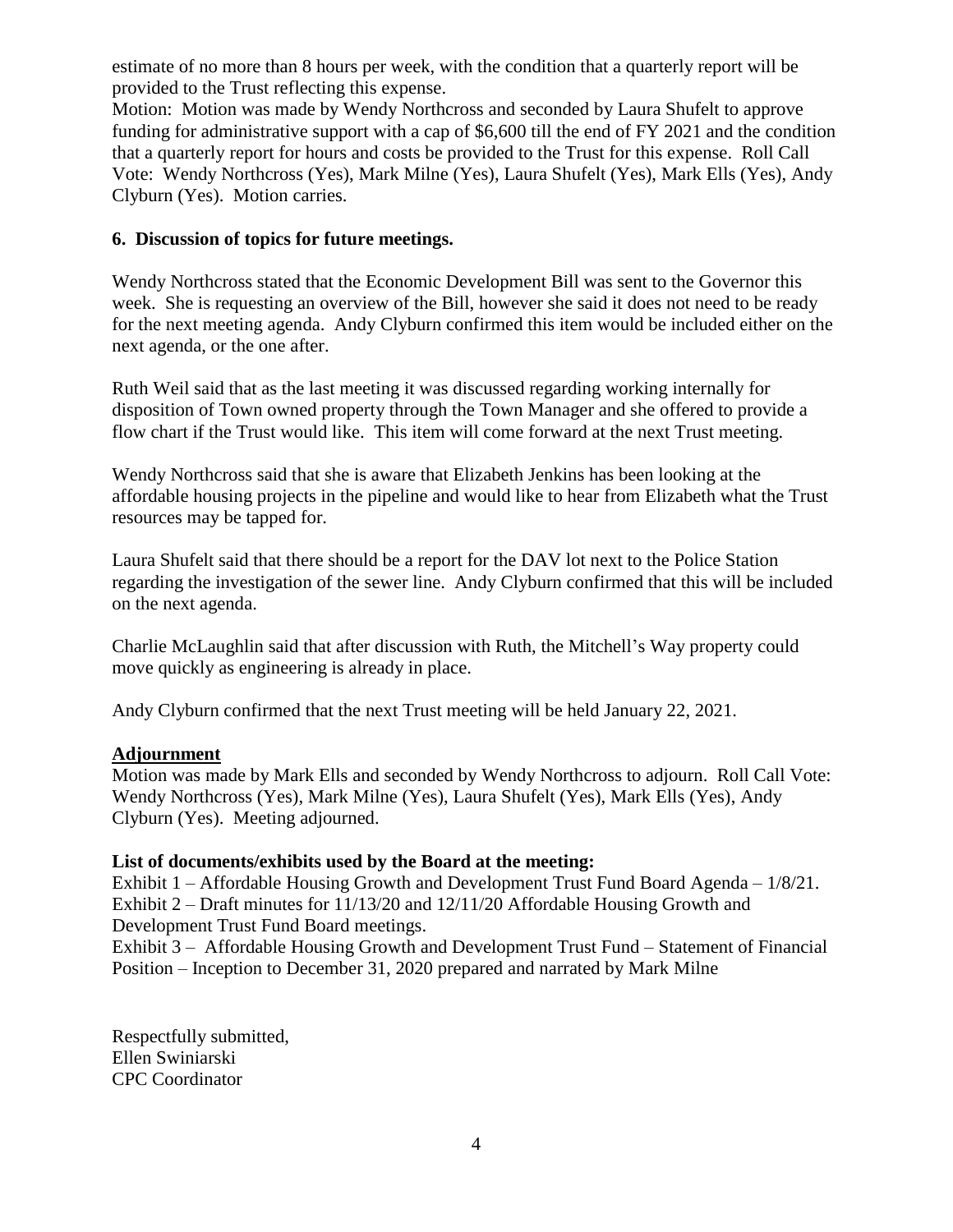estimate of no more than 8 hours per week, with the condition that a quarterly report will be provided to the Trust reflecting this expense.

Motion: Motion was made by Wendy Northcross and seconded by Laura Shufelt to approve funding for administrative support with a cap of $6,600 till the end of FY 2021 and the condition that a quarterly report for hours and costs be provided to the Trust for this expense. Roll Call Vote: Wendy Northcross (Yes), Mark Milne (Yes), Laura Shufelt (Yes), Mark Ells (Yes), Andy Clyburn (Yes). Motion carries.

**6. Discussion of topics for future meetings.**

Wendy Northcross stated that the Economic Development Bill was sent to the Governor this week. She is requesting an overview of the Bill, however she said it does not need to be ready for the next meeting agenda. Andy Clyburn confirmed this item would be included either on the next agenda, or the one after.

Ruth Weil said that as the last meeting it was discussed regarding working internally for disposition of Town owned property through the Town Manager and she offered to provide a flow chart if the Trust would like. This item will come forward at the next Trust meeting.

Wendy Northcross said that she is aware that Elizabeth Jenkins has been looking at the affordable housing projects in the pipeline and would like to hear from Elizabeth what the Trust resources may be tapped for.

Laura Shufelt said that there should be a report for the DAV lot next to the Police Station regarding the investigation of the sewer line. Andy Clyburn confirmed that this will be included on the next agenda.

Charlie McLaughlin said that after discussion with Ruth, the Mitchell's Way property could move quickly as engineering is already in place.

Andy Clyburn confirmed that the next Trust meeting will be held January 22, 2021.

**Adjournment**

Motion was made by Mark Ells and seconded by Wendy Northcross to adjourn. Roll Call Vote: Wendy Northcross (Yes), Mark Milne (Yes), Laura Shufelt (Yes), Mark Ells (Yes), Andy Clyburn (Yes). Meeting adjourned.

**List of documents/exhibits used by the Board at the meeting:**

Exhibit 1 – Affordable Housing Growth and Development Trust Fund Board Agenda – 1/8/21.
Exhibit 2 – Draft minutes for 11/13/20 and 12/11/20 Affordable Housing Growth and Development Trust Fund Board meetings.
Exhibit 3 – Affordable Housing Growth and Development Trust Fund – Statement of Financial Position – Inception to December 31, 2020 prepared and narrated by Mark Milne

Respectfully submitted,
Ellen Swiniarski
CPC Coordinator